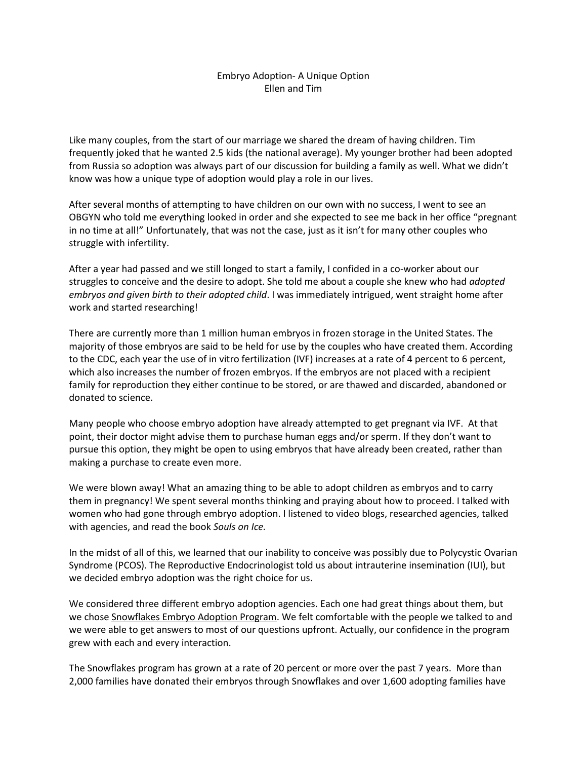# Embryo Adoption- A Unique Option

Ellen and Tim

Like many couples, from the start of our marriage we shared the dream of having children. Tim frequently joked that he wanted 2.5 kids (the national average). My younger brother had been adopted from Russia so adoption was always part of our discussion for building a family as well. What we didn't know was how a unique type of adoption would play a role in our lives.

After several months of attempting to have children on our own with no success, I went to see an OBGYN who told me everything looked in order and she expected to see me back in her office "pregnant in no time at all!" Unfortunately, that was not the case, just as it isn't for many other couples who struggle with infertility.

After a year had passed and we still longed to start a family, I confided in a co-worker about our struggles to conceive and the desire to adopt. She told me about a couple she knew who had *adopted embryos and given birth to their adopted child*. I was immediately intrigued, went straight home after work and started researching!

There are currently more than 1 million human embryos in frozen storage in the United States. The majority of those embryos are said to be held for use by the couples who have created them. According to the CDC, each year the use of in vitro fertilization (IVF) increases at a rate of 4 percent to 6 percent, which also increases the number of frozen embryos. If the embryos are not placed with a recipient family for reproduction they either continue to be stored, or are thawed and discarded, abandoned or donated to science.

Many people who choose embryo adoption have already attempted to get pregnant via IVF. At that point, their doctor might advise them to purchase human eggs and/or sperm. If they don't want to pursue this option, they might be open to using embryos that have already been created, rather than making a purchase to create even more.

We were blown away! What an amazing thing to be able to adopt children as embryos and to carry them in pregnancy! We spent several months thinking and praying about how to proceed. I talked with women who had gone through embryo adoption. I listened to video blogs, researched agencies, talked with agencies, and read the book *Souls on Ice.*

In the midst of all of this, we learned that our inability to conceive was possibly due to Polycystic Ovarian Syndrome (PCOS). The Reproductive Endocrinologist told us about intrauterine insemination (IUI), but we decided embryo adoption was the right choice for us.

We considered three different embryo adoption agencies. Each one had great things about them, but we chose Snowflakes Embryo Adoption Program. We felt comfortable with the people we talked to and we were able to get answers to most of our questions upfront. Actually, our confidence in the program grew with each and every interaction.

The Snowflakes program has grown at a rate of 20 percent or more over the past 7 years. More than 2,000 families have donated their embryos through Snowflakes and over 1,600 adopting families have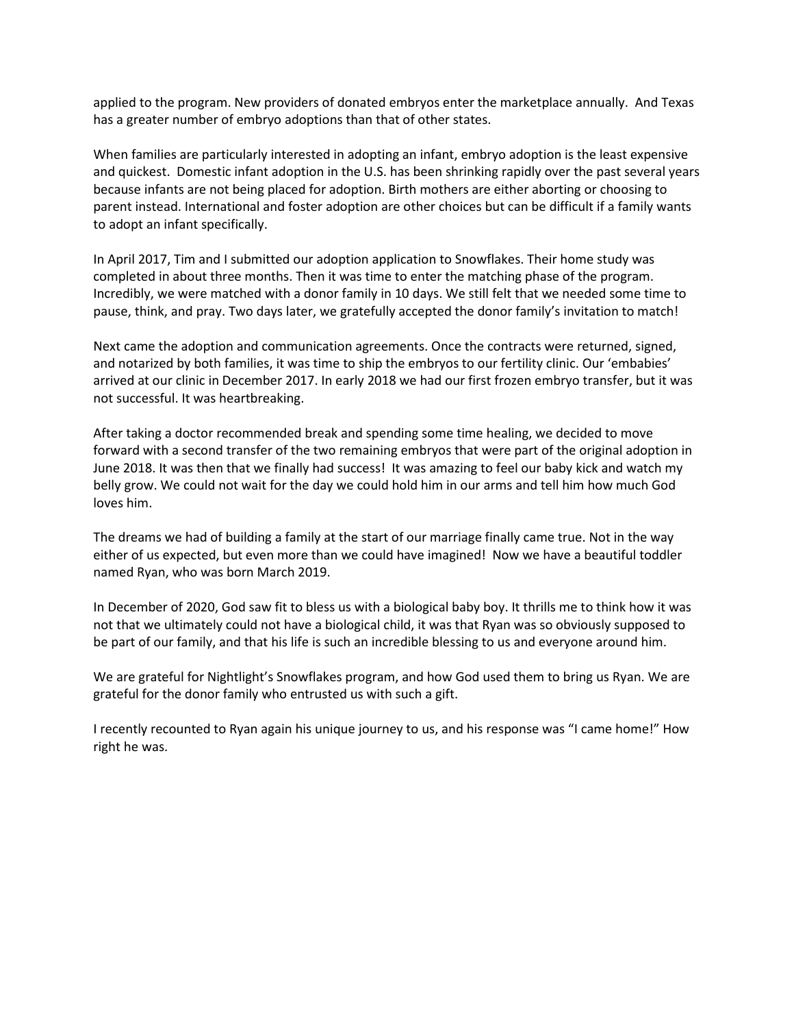applied to the program. New providers of donated embryos enter the marketplace annually. And Texas has a greater number of embryo adoptions than that of other states.

When families are particularly interested in adopting an infant, embryo adoption is the least expensive and quickest. Domestic infant adoption in the U.S. has been shrinking rapidly over the past several years because infants are not being placed for adoption. Birth mothers are either aborting or choosing to parent instead. International and foster adoption are other choices but can be difficult if a family wants to adopt an infant specifically.

In April 2017, Tim and I submitted our adoption application to Snowflakes. Their home study was completed in about three months. Then it was time to enter the matching phase of the program. Incredibly, we were matched with a donor family in 10 days. We still felt that we needed some time to pause, think, and pray. Two days later, we gratefully accepted the donor family's invitation to match!

Next came the adoption and communication agreements. Once the contracts were returned, signed, and notarized by both families, it was time to ship the embryos to our fertility clinic. Our 'embabies' arrived at our clinic in December 2017. In early 2018 we had our first frozen embryo transfer, but it was not successful. It was heartbreaking.

After taking a doctor recommended break and spending some time healing, we decided to move forward with a second transfer of the two remaining embryos that were part of the original adoption in June 2018. It was then that we finally had success! It was amazing to feel our baby kick and watch my belly grow. We could not wait for the day we could hold him in our arms and tell him how much God loves him.

The dreams we had of building a family at the start of our marriage finally came true. Not in the way either of us expected, but even more than we could have imagined! Now we have a beautiful toddler named Ryan, who was born March 2019.

In December of 2020, God saw fit to bless us with a biological baby boy. It thrills me to think how it was not that we ultimately could not have a biological child, it was that Ryan was so obviously supposed to be part of our family, and that his life is such an incredible blessing to us and everyone around him.

We are grateful for Nightlight's Snowflakes program, and how God used them to bring us Ryan. We are grateful for the donor family who entrusted us with such a gift.

I recently recounted to Ryan again his unique journey to us, and his response was "I came home!" How right he was.